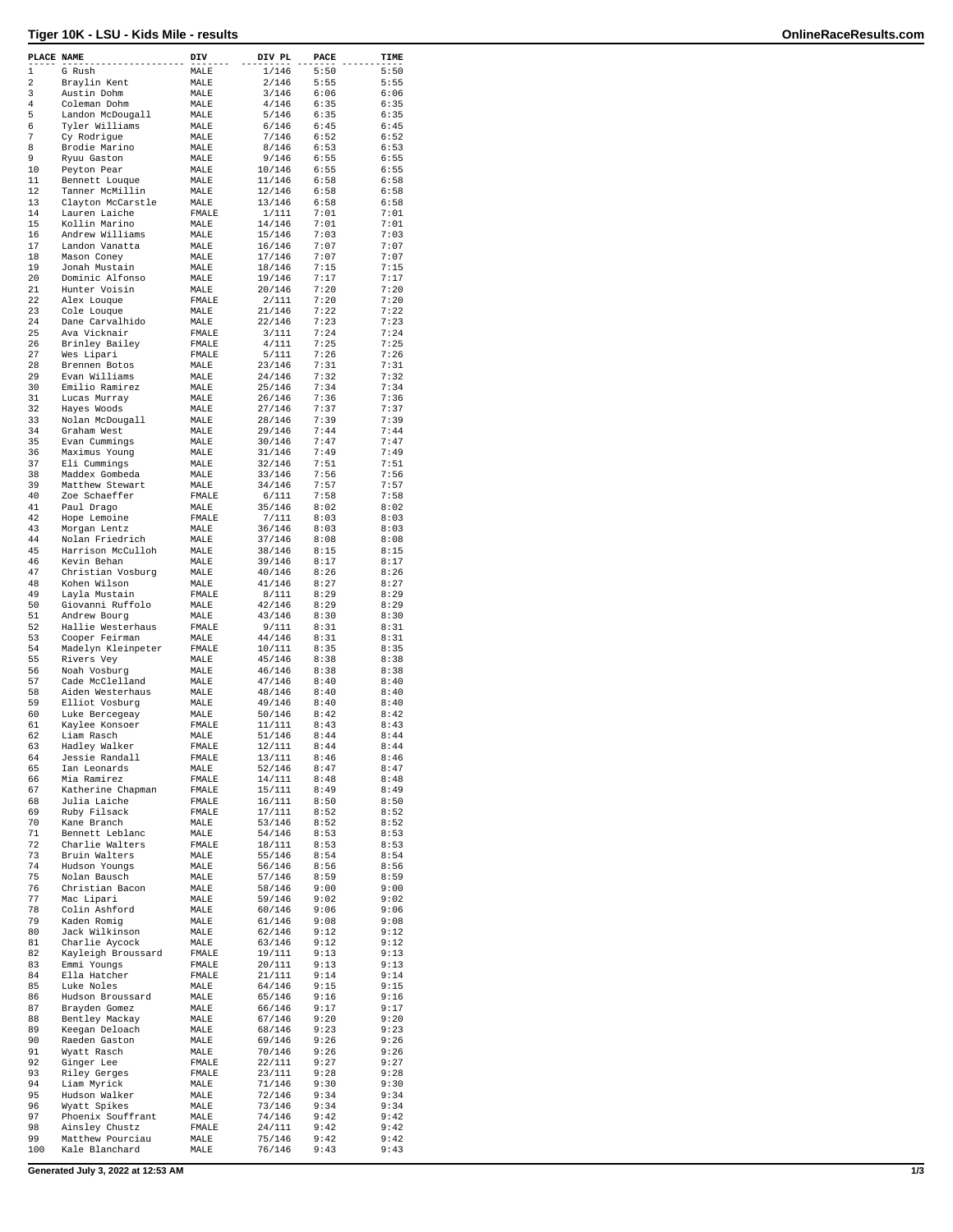# Tiger 10K - LSU - Kids Mile - results

| PLACE | NAME | DIV | DIV PL | PACE | TIME |
|---|---|---|---|---|---|
| 1 | G Rush | MALE | 1/146 | 5:50 | 5:50 |
| 2 | Braylin Kent | MALE | 2/146 | 5:55 | 5:55 |
| 3 | Austin Dohm | MALE | 3/146 | 6:06 | 6:06 |
| 4 | Coleman Dohm | MALE | 4/146 | 6:35 | 6:35 |
| 5 | Landon McDougall | MALE | 5/146 | 6:35 | 6:35 |
| 6 | Tyler Williams | MALE | 6/146 | 6:45 | 6:45 |
| 7 | Cy Rodrigue | MALE | 7/146 | 6:52 | 6:52 |
| 8 | Brodie Marino | MALE | 8/146 | 6:53 | 6:53 |
| 9 | Ryuu Gaston | MALE | 9/146 | 6:55 | 6:55 |
| 10 | Peyton Pear | MALE | 10/146 | 6:55 | 6:55 |
| 11 | Bennett Louque | MALE | 11/146 | 6:58 | 6:58 |
| 12 | Tanner McMillin | MALE | 12/146 | 6:58 | 6:58 |
| 13 | Clayton McCarstle | MALE | 13/146 | 6:58 | 6:58 |
| 14 | Lauren Laiche | FMALE | 1/111 | 7:01 | 7:01 |
| 15 | Kollin Marino | MALE | 14/146 | 7:01 | 7:01 |
| 16 | Andrew Williams | MALE | 15/146 | 7:03 | 7:03 |
| 17 | Landon Vanatta | MALE | 16/146 | 7:07 | 7:07 |
| 18 | Mason Coney | MALE | 17/146 | 7:07 | 7:07 |
| 19 | Jonah Mustain | MALE | 18/146 | 7:15 | 7:15 |
| 20 | Dominic Alfonso | MALE | 19/146 | 7:17 | 7:17 |
| 21 | Hunter Voisin | MALE | 20/146 | 7:20 | 7:20 |
| 22 | Alex Louque | FMALE | 2/111 | 7:20 | 7:20 |
| 23 | Cole Louque | MALE | 21/146 | 7:22 | 7:22 |
| 24 | Dane Carvalhido | MALE | 22/146 | 7:23 | 7:23 |
| 25 | Ava Vicknair | FMALE | 3/111 | 7:24 | 7:24 |
| 26 | Brinley Bailey | FMALE | 4/111 | 7:25 | 7:25 |
| 27 | Wes Lipari | FMALE | 5/111 | 7:26 | 7:26 |
| 28 | Brennen Botos | MALE | 23/146 | 7:31 | 7:31 |
| 29 | Evan Williams | MALE | 24/146 | 7:32 | 7:32 |
| 30 | Emilio Ramirez | MALE | 25/146 | 7:34 | 7:34 |
| 31 | Lucas Murray | MALE | 26/146 | 7:36 | 7:36 |
| 32 | Hayes Woods | MALE | 27/146 | 7:37 | 7:37 |
| 33 | Nolan McDougall | MALE | 28/146 | 7:39 | 7:39 |
| 34 | Graham West | MALE | 29/146 | 7:44 | 7:44 |
| 35 | Evan Cummings | MALE | 30/146 | 7:47 | 7:47 |
| 36 | Maximus Young | MALE | 31/146 | 7:49 | 7:49 |
| 37 | Eli Cummings | MALE | 32/146 | 7:51 | 7:51 |
| 38 | Maddex Gombeda | MALE | 33/146 | 7:56 | 7:56 |
| 39 | Matthew Stewart | MALE | 34/146 | 7:57 | 7:57 |
| 40 | Zoe Schaeffer | FMALE | 6/111 | 7:58 | 7:58 |
| 41 | Paul Drago | MALE | 35/146 | 8:02 | 8:02 |
| 42 | Hope Lemoine | FMALE | 7/111 | 8:03 | 8:03 |
| 43 | Morgan Lentz | MALE | 36/146 | 8:03 | 8:03 |
| 44 | Nolan Friedrich | MALE | 37/146 | 8:08 | 8:08 |
| 45 | Harrison McCulloh | MALE | 38/146 | 8:15 | 8:15 |
| 46 | Kevin Behan | MALE | 39/146 | 8:17 | 8:17 |
| 47 | Christian Vosburg | MALE | 40/146 | 8:26 | 8:26 |
| 48 | Kohen Wilson | MALE | 41/146 | 8:27 | 8:27 |
| 49 | Layla Mustain | FMALE | 8/111 | 8:29 | 8:29 |
| 50 | Giovanni Ruffolo | MALE | 42/146 | 8:29 | 8:29 |
| 51 | Andrew Bourg | MALE | 43/146 | 8:30 | 8:30 |
| 52 | Hallie Westerhaus | FMALE | 9/111 | 8:31 | 8:31 |
| 53 | Cooper Feirman | MALE | 44/146 | 8:31 | 8:31 |
| 54 | Madelyn Kleinpeter | FMALE | 10/111 | 8:35 | 8:35 |
| 55 | Rivers Vey | MALE | 45/146 | 8:38 | 8:38 |
| 56 | Noah Vosburg | MALE | 46/146 | 8:38 | 8:38 |
| 57 | Cade McClelland | MALE | 47/146 | 8:40 | 8:40 |
| 58 | Aiden Westerhaus | MALE | 48/146 | 8:40 | 8:40 |
| 59 | Elliot Vosburg | MALE | 49/146 | 8:40 | 8:40 |
| 60 | Luke Bercegeay | MALE | 50/146 | 8:42 | 8:42 |
| 61 | Kaylee Konsoer | FMALE | 11/111 | 8:43 | 8:43 |
| 62 | Liam Rasch | MALE | 51/146 | 8:44 | 8:44 |
| 63 | Hadley Walker | FMALE | 12/111 | 8:44 | 8:44 |
| 64 | Jessie Randall | FMALE | 13/111 | 8:46 | 8:46 |
| 65 | Ian Leonards | MALE | 52/146 | 8:47 | 8:47 |
| 66 | Mia Ramirez | FMALE | 14/111 | 8:48 | 8:48 |
| 67 | Katherine Chapman | FMALE | 15/111 | 8:49 | 8:49 |
| 68 | Julia Laiche | FMALE | 16/111 | 8:50 | 8:50 |
| 69 | Ruby Filsack | FMALE | 17/111 | 8:52 | 8:52 |
| 70 | Kane Branch | MALE | 53/146 | 8:52 | 8:52 |
| 71 | Bennett Leblanc | MALE | 54/146 | 8:53 | 8:53 |
| 72 | Charlie Walters | FMALE | 18/111 | 8:53 | 8:53 |
| 73 | Bruin Walters | MALE | 55/146 | 8:54 | 8:54 |
| 74 | Hudson Youngs | MALE | 56/146 | 8:56 | 8:56 |
| 75 | Nolan Bausch | MALE | 57/146 | 8:59 | 8:59 |
| 76 | Christian Bacon | MALE | 58/146 | 9:00 | 9:00 |
| 77 | Mac Lipari | MALE | 59/146 | 9:02 | 9:02 |
| 78 | Colin Ashford | MALE | 60/146 | 9:06 | 9:06 |
| 79 | Kaden Romig | MALE | 61/146 | 9:08 | 9:08 |
| 80 | Jack Wilkinson | MALE | 62/146 | 9:12 | 9:12 |
| 81 | Charlie Aycock | MALE | 63/146 | 9:12 | 9:12 |
| 82 | Kayleigh Broussard | FMALE | 19/111 | 9:13 | 9:13 |
| 83 | Emmi Youngs | FMALE | 20/111 | 9:13 | 9:13 |
| 84 | Ella Hatcher | FMALE | 21/111 | 9:14 | 9:14 |
| 85 | Luke Noles | MALE | 64/146 | 9:15 | 9:15 |
| 86 | Hudson Broussard | MALE | 65/146 | 9:16 | 9:16 |
| 87 | Brayden Gomez | MALE | 66/146 | 9:17 | 9:17 |
| 88 | Bentley Mackay | MALE | 67/146 | 9:20 | 9:20 |
| 89 | Keegan Deloach | MALE | 68/146 | 9:23 | 9:23 |
| 90 | Raeden Gaston | MALE | 69/146 | 9:26 | 9:26 |
| 91 | Wyatt Rasch | MALE | 70/146 | 9:26 | 9:26 |
| 92 | Ginger Lee | FMALE | 22/111 | 9:27 | 9:27 |
| 93 | Riley Gerges | FMALE | 23/111 | 9:28 | 9:28 |
| 94 | Liam Myrick | MALE | 71/146 | 9:30 | 9:30 |
| 95 | Hudson Walker | MALE | 72/146 | 9:34 | 9:34 |
| 96 | Wyatt Spikes | MALE | 73/146 | 9:34 | 9:34 |
| 97 | Phoenix Souffrant | MALE | 74/146 | 9:42 | 9:42 |
| 98 | Ainsley Chustz | FMALE | 24/111 | 9:42 | 9:42 |
| 99 | Matthew Pourciau | MALE | 75/146 | 9:42 | 9:42 |
| 100 | Kale Blanchard | MALE | 76/146 | 9:43 | 9:43 |

Generated July 3, 2022 at 12:53 AM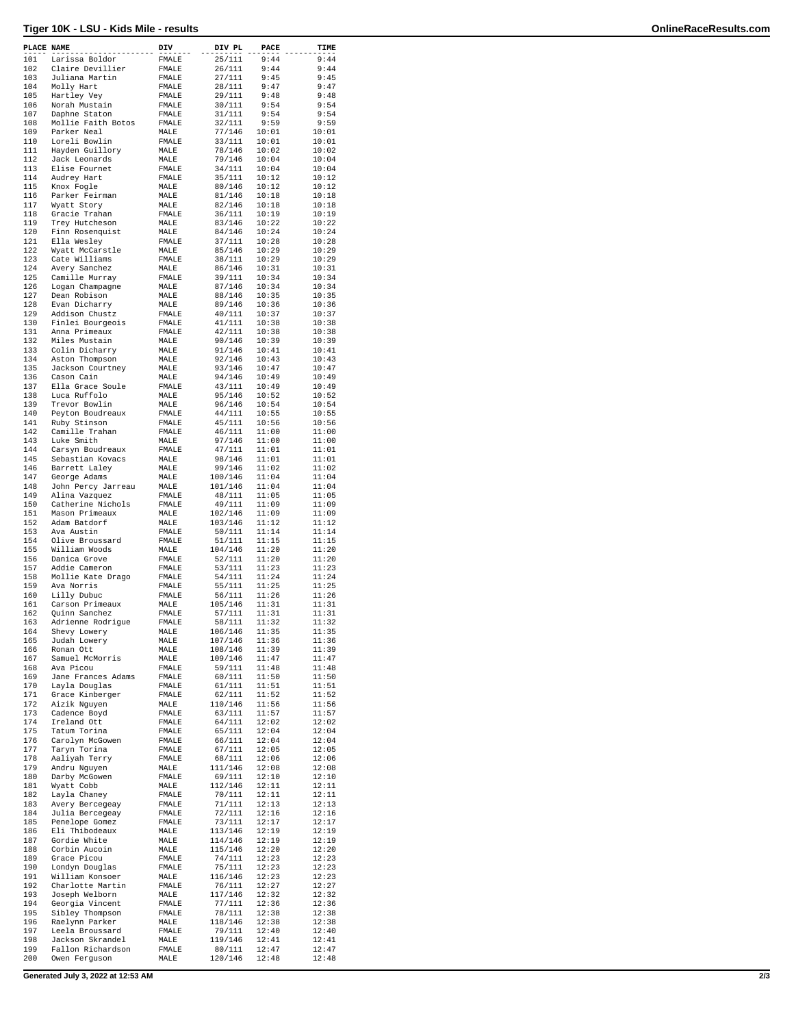# Tiger 10K - LSU - Kids Mile - results

| PLACE | NAME | DIV | DIV PL | PACE | TIME |
|---|---|---|---|---|---|
| 101 | Larissa Boldor | FMALE | 25/111 | 9:44 | 9:44 |
| 102 | Claire Devillier | FMALE | 26/111 | 9:44 | 9:44 |
| 103 | Juliana Martin | FMALE | 27/111 | 9:45 | 9:45 |
| 104 | Molly Hart | FMALE | 28/111 | 9:47 | 9:47 |
| 105 | Hartley Vey | FMALE | 29/111 | 9:48 | 9:48 |
| 106 | Norah Mustain | FMALE | 30/111 | 9:54 | 9:54 |
| 107 | Daphne Staton | FMALE | 31/111 | 9:54 | 9:54 |
| 108 | Mollie Faith Botos | FMALE | 32/111 | 9:59 | 9:59 |
| 109 | Parker Neal | MALE | 77/146 | 10:01 | 10:01 |
| 110 | Loreli Bowlin | FMALE | 33/111 | 10:01 | 10:01 |
| 111 | Hayden Guillory | MALE | 78/146 | 10:02 | 10:02 |
| 112 | Jack Leonards | MALE | 79/146 | 10:04 | 10:04 |
| 113 | Elise Fournet | FMALE | 34/111 | 10:04 | 10:04 |
| 114 | Audrey Hart | FMALE | 35/111 | 10:12 | 10:12 |
| 115 | Knox Fogle | MALE | 80/146 | 10:12 | 10:12 |
| 116 | Parker Feirman | MALE | 81/146 | 10:18 | 10:18 |
| 117 | Wyatt Story | MALE | 82/146 | 10:18 | 10:18 |
| 118 | Gracie Trahan | FMALE | 36/111 | 10:19 | 10:19 |
| 119 | Trey Hutcheson | MALE | 83/146 | 10:22 | 10:22 |
| 120 | Finn Rosenquist | MALE | 84/146 | 10:24 | 10:24 |
| 121 | Ella Wesley | FMALE | 37/111 | 10:28 | 10:28 |
| 122 | Wyatt McCarstle | MALE | 85/146 | 10:29 | 10:29 |
| 123 | Cate Williams | FMALE | 38/111 | 10:29 | 10:29 |
| 124 | Avery Sanchez | MALE | 86/146 | 10:31 | 10:31 |
| 125 | Camille Murray | FMALE | 39/111 | 10:34 | 10:34 |
| 126 | Logan Champagne | MALE | 87/146 | 10:34 | 10:34 |
| 127 | Dean Robison | MALE | 88/146 | 10:35 | 10:35 |
| 128 | Evan Dicharry | MALE | 89/146 | 10:36 | 10:36 |
| 129 | Addison Chustz | FMALE | 40/111 | 10:37 | 10:37 |
| 130 | Finlei Bourgeois | FMALE | 41/111 | 10:38 | 10:38 |
| 131 | Anna Primeaux | FMALE | 42/111 | 10:38 | 10:38 |
| 132 | Miles Mustain | MALE | 90/146 | 10:39 | 10:39 |
| 133 | Colin Dicharry | MALE | 91/146 | 10:41 | 10:41 |
| 134 | Aston Thompson | MALE | 92/146 | 10:43 | 10:43 |
| 135 | Jackson Courtney | MALE | 93/146 | 10:47 | 10:47 |
| 136 | Cason Cain | MALE | 94/146 | 10:49 | 10:49 |
| 137 | Ella Grace Soule | FMALE | 43/111 | 10:49 | 10:49 |
| 138 | Luca Ruffolo | MALE | 95/146 | 10:52 | 10:52 |
| 139 | Trevor Bowlin | MALE | 96/146 | 10:54 | 10:54 |
| 140 | Peyton Boudreaux | FMALE | 44/111 | 10:55 | 10:55 |
| 141 | Ruby Stinson | FMALE | 45/111 | 10:56 | 10:56 |
| 142 | Camille Trahan | FMALE | 46/111 | 11:00 | 11:00 |
| 143 | Luke Smith | MALE | 97/146 | 11:00 | 11:00 |
| 144 | Carsyn Boudreaux | FMALE | 47/111 | 11:01 | 11:01 |
| 145 | Sebastian Kovacs | MALE | 98/146 | 11:01 | 11:01 |
| 146 | Barrett Laley | MALE | 99/146 | 11:02 | 11:02 |
| 147 | George Adams | MALE | 100/146 | 11:04 | 11:04 |
| 148 | John Percy Jarreau | MALE | 101/146 | 11:04 | 11:04 |
| 149 | Alina Vazquez | FMALE | 48/111 | 11:05 | 11:05 |
| 150 | Catherine Nichols | FMALE | 49/111 | 11:09 | 11:09 |
| 151 | Mason Primeaux | MALE | 102/146 | 11:09 | 11:09 |
| 152 | Adam Batdorf | MALE | 103/146 | 11:12 | 11:12 |
| 153 | Ava Austin | FMALE | 50/111 | 11:14 | 11:14 |
| 154 | Olive Broussard | FMALE | 51/111 | 11:15 | 11:15 |
| 155 | William Woods | MALE | 104/146 | 11:20 | 11:20 |
| 156 | Danica Grove | FMALE | 52/111 | 11:20 | 11:20 |
| 157 | Addie Cameron | FMALE | 53/111 | 11:23 | 11:23 |
| 158 | Mollie Kate Drago | FMALE | 54/111 | 11:24 | 11:24 |
| 159 | Ava Norris | FMALE | 55/111 | 11:25 | 11:25 |
| 160 | Lilly Dubuc | FMALE | 56/111 | 11:26 | 11:26 |
| 161 | Carson Primeaux | MALE | 105/146 | 11:31 | 11:31 |
| 162 | Quinn Sanchez | FMALE | 57/111 | 11:31 | 11:31 |
| 163 | Adrienne Rodrigue | FMALE | 58/111 | 11:32 | 11:32 |
| 164 | Shevy Lowery | MALE | 106/146 | 11:35 | 11:35 |
| 165 | Judah Lowery | MALE | 107/146 | 11:36 | 11:36 |
| 166 | Ronan Ott | MALE | 108/146 | 11:39 | 11:39 |
| 167 | Samuel McMorris | MALE | 109/146 | 11:47 | 11:47 |
| 168 | Ava Picou | FMALE | 59/111 | 11:48 | 11:48 |
| 169 | Jane Frances Adams | FMALE | 60/111 | 11:50 | 11:50 |
| 170 | Layla Douglas | FMALE | 61/111 | 11:51 | 11:51 |
| 171 | Grace Kinberger | FMALE | 62/111 | 11:52 | 11:52 |
| 172 | Aizik Nguyen | MALE | 110/146 | 11:56 | 11:56 |
| 173 | Cadence Boyd | FMALE | 63/111 | 11:57 | 11:57 |
| 174 | Ireland Ott | FMALE | 64/111 | 12:02 | 12:02 |
| 175 | Tatum Torina | FMALE | 65/111 | 12:04 | 12:04 |
| 176 | Carolyn McGowen | FMALE | 66/111 | 12:04 | 12:04 |
| 177 | Taryn Torina | FMALE | 67/111 | 12:05 | 12:05 |
| 178 | Aaliyah Terry | FMALE | 68/111 | 12:06 | 12:06 |
| 179 | Andru Nguyen | MALE | 111/146 | 12:08 | 12:08 |
| 180 | Darby McGowen | FMALE | 69/111 | 12:10 | 12:10 |
| 181 | Wyatt Cobb | MALE | 112/146 | 12:11 | 12:11 |
| 182 | Layla Chaney | FMALE | 70/111 | 12:11 | 12:11 |
| 183 | Avery Bercegeay | FMALE | 71/111 | 12:13 | 12:13 |
| 184 | Julia Bercegeay | FMALE | 72/111 | 12:16 | 12:16 |
| 185 | Penelope Gomez | FMALE | 73/111 | 12:17 | 12:17 |
| 186 | Eli Thibodeaux | MALE | 113/146 | 12:19 | 12:19 |
| 187 | Gordie White | MALE | 114/146 | 12:19 | 12:19 |
| 188 | Corbin Aucoin | MALE | 115/146 | 12:20 | 12:20 |
| 189 | Grace Picou | FMALE | 74/111 | 12:23 | 12:23 |
| 190 | Londyn Douglas | FMALE | 75/111 | 12:23 | 12:23 |
| 191 | William Konsoer | MALE | 116/146 | 12:23 | 12:23 |
| 192 | Charlotte Martin | FMALE | 76/111 | 12:27 | 12:27 |
| 193 | Joseph Welborn | MALE | 117/146 | 12:32 | 12:32 |
| 194 | Georgia Vincent | FMALE | 77/111 | 12:36 | 12:36 |
| 195 | Sibley Thompson | FMALE | 78/111 | 12:38 | 12:38 |
| 196 | Raelynn Parker | MALE | 118/146 | 12:38 | 12:38 |
| 197 | Leela Broussard | FMALE | 79/111 | 12:40 | 12:40 |
| 198 | Jackson Skrandel | MALE | 119/146 | 12:41 | 12:41 |
| 199 | Fallon Richardson | FMALE | 80/111 | 12:47 | 12:47 |
| 200 | Owen Ferguson | MALE | 120/146 | 12:48 | 12:48 |

Generated July 3, 2022 at 12:53 AM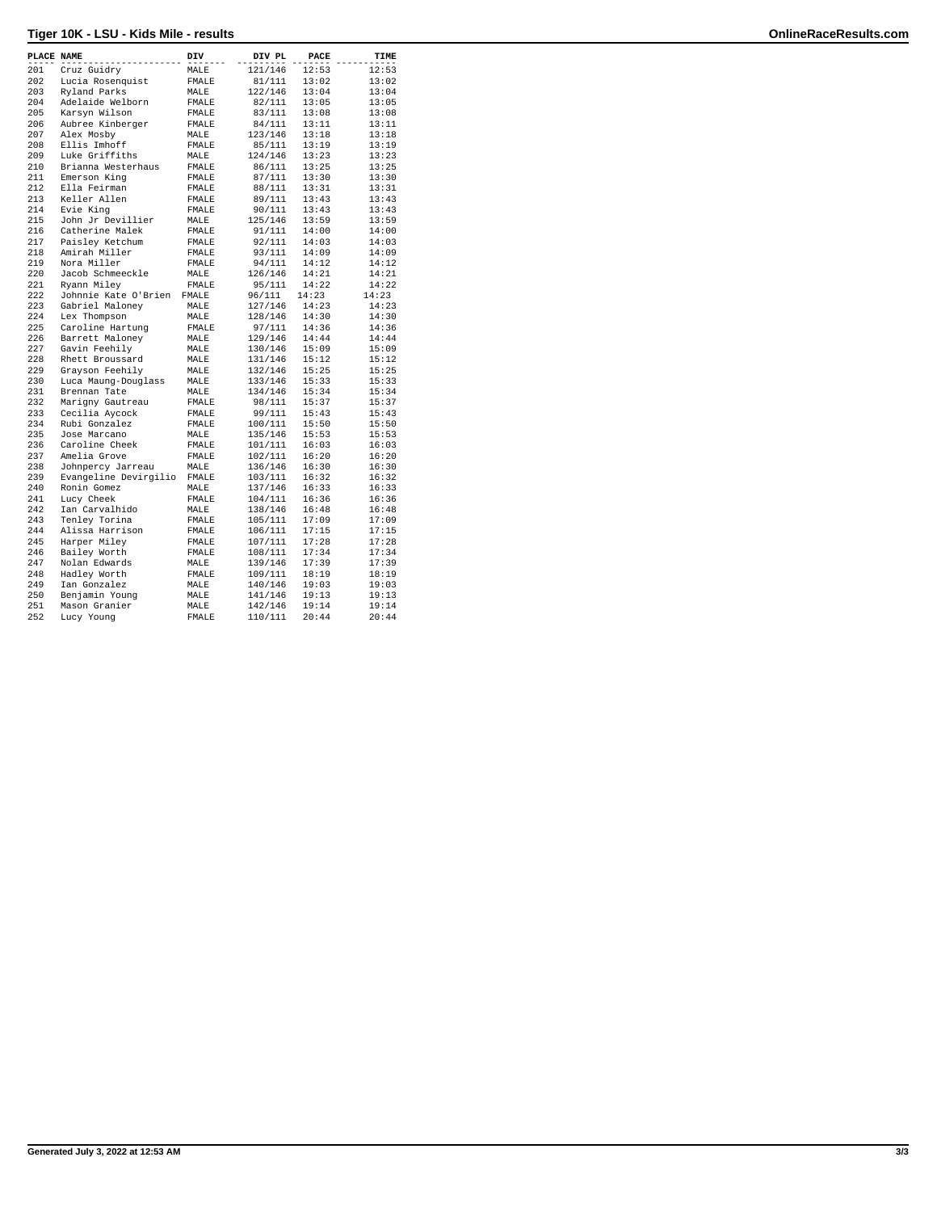| PLACE | NAME | DIV | DIV PL | PACE | TIME |
|---|---|---|---|---|---|
| 201 | Cruz Guidry | MALE | 121/146 | 12:53 | 12:53 |
| 202 | Lucia Rosenquist | FMALE | 81/111 | 13:02 | 13:02 |
| 203 | Ryland Parks | MALE | 122/146 | 13:04 | 13:04 |
| 204 | Adelaide Welborn | FMALE | 82/111 | 13:05 | 13:05 |
| 205 | Karsyn Wilson | FMALE | 83/111 | 13:08 | 13:08 |
| 206 | Aubree Kinberger | FMALE | 84/111 | 13:11 | 13:11 |
| 207 | Alex Mosby | MALE | 123/146 | 13:18 | 13:18 |
| 208 | Ellis Imhoff | FMALE | 85/111 | 13:19 | 13:19 |
| 209 | Luke Griffiths | MALE | 124/146 | 13:23 | 13:23 |
| 210 | Brianna Westerhaus | FMALE | 86/111 | 13:25 | 13:25 |
| 211 | Emerson King | FMALE | 87/111 | 13:30 | 13:30 |
| 212 | Ella Feirman | FMALE | 88/111 | 13:31 | 13:31 |
| 213 | Keller Allen | FMALE | 89/111 | 13:43 | 13:43 |
| 214 | Evie King | FMALE | 90/111 | 13:43 | 13:43 |
| 215 | John Jr Devillier | MALE | 125/146 | 13:59 | 13:59 |
| 216 | Catherine Malek | FMALE | 91/111 | 14:00 | 14:00 |
| 217 | Paisley Ketchum | FMALE | 92/111 | 14:03 | 14:03 |
| 218 | Amirah Miller | FMALE | 93/111 | 14:09 | 14:09 |
| 219 | Nora Miller | FMALE | 94/111 | 14:12 | 14:12 |
| 220 | Jacob Schmeeckle | MALE | 126/146 | 14:21 | 14:21 |
| 221 | Ryann Miley | FMALE | 95/111 | 14:22 | 14:22 |
| 222 | Johnnie Kate O'Brien | FMALE | 96/111 | 14:23 | 14:23 |
| 223 | Gabriel Maloney | MALE | 127/146 | 14:23 | 14:23 |
| 224 | Lex Thompson | MALE | 128/146 | 14:30 | 14:30 |
| 225 | Caroline Hartung | FMALE | 97/111 | 14:36 | 14:36 |
| 226 | Barrett Maloney | MALE | 129/146 | 14:44 | 14:44 |
| 227 | Gavin Feehily | MALE | 130/146 | 15:09 | 15:09 |
| 228 | Rhett Broussard | MALE | 131/146 | 15:12 | 15:12 |
| 229 | Grayson Feehily | MALE | 132/146 | 15:25 | 15:25 |
| 230 | Luca Maung-Douglass | MALE | 133/146 | 15:33 | 15:33 |
| 231 | Brennan Tate | MALE | 134/146 | 15:34 | 15:34 |
| 232 | Marigny Gautreau | FMALE | 98/111 | 15:37 | 15:37 |
| 233 | Cecilia Aycock | FMALE | 99/111 | 15:43 | 15:43 |
| 234 | Rubi Gonzalez | FMALE | 100/111 | 15:50 | 15:50 |
| 235 | Jose Marcano | MALE | 135/146 | 15:53 | 15:53 |
| 236 | Caroline Cheek | FMALE | 101/111 | 16:03 | 16:03 |
| 237 | Amelia Grove | FMALE | 102/111 | 16:20 | 16:20 |
| 238 | Johnpercy Jarreau | MALE | 136/146 | 16:30 | 16:30 |
| 239 | Evangeline Devirgilio | FMALE | 103/111 | 16:32 | 16:32 |
| 240 | Ronin Gomez | MALE | 137/146 | 16:33 | 16:33 |
| 241 | Lucy Cheek | FMALE | 104/111 | 16:36 | 16:36 |
| 242 | Ian Carvalhido | MALE | 138/146 | 16:48 | 16:48 |
| 243 | Tenley Torina | FMALE | 105/111 | 17:09 | 17:09 |
| 244 | Alissa Harrison | FMALE | 106/111 | 17:15 | 17:15 |
| 245 | Harper Miley | FMALE | 107/111 | 17:28 | 17:28 |
| 246 | Bailey Worth | FMALE | 108/111 | 17:34 | 17:34 |
| 247 | Nolan Edwards | MALE | 139/146 | 17:39 | 17:39 |
| 248 | Hadley Worth | FMALE | 109/111 | 18:19 | 18:19 |
| 249 | Ian Gonzalez | MALE | 140/146 | 19:03 | 19:03 |
| 250 | Benjamin Young | MALE | 141/146 | 19:13 | 19:13 |
| 251 | Mason Granier | MALE | 142/146 | 19:14 | 19:14 |
| 252 | Lucy Young | FMALE | 110/111 | 20:44 | 20:44 |

Generated July 3, 2022 at 12:53 AM